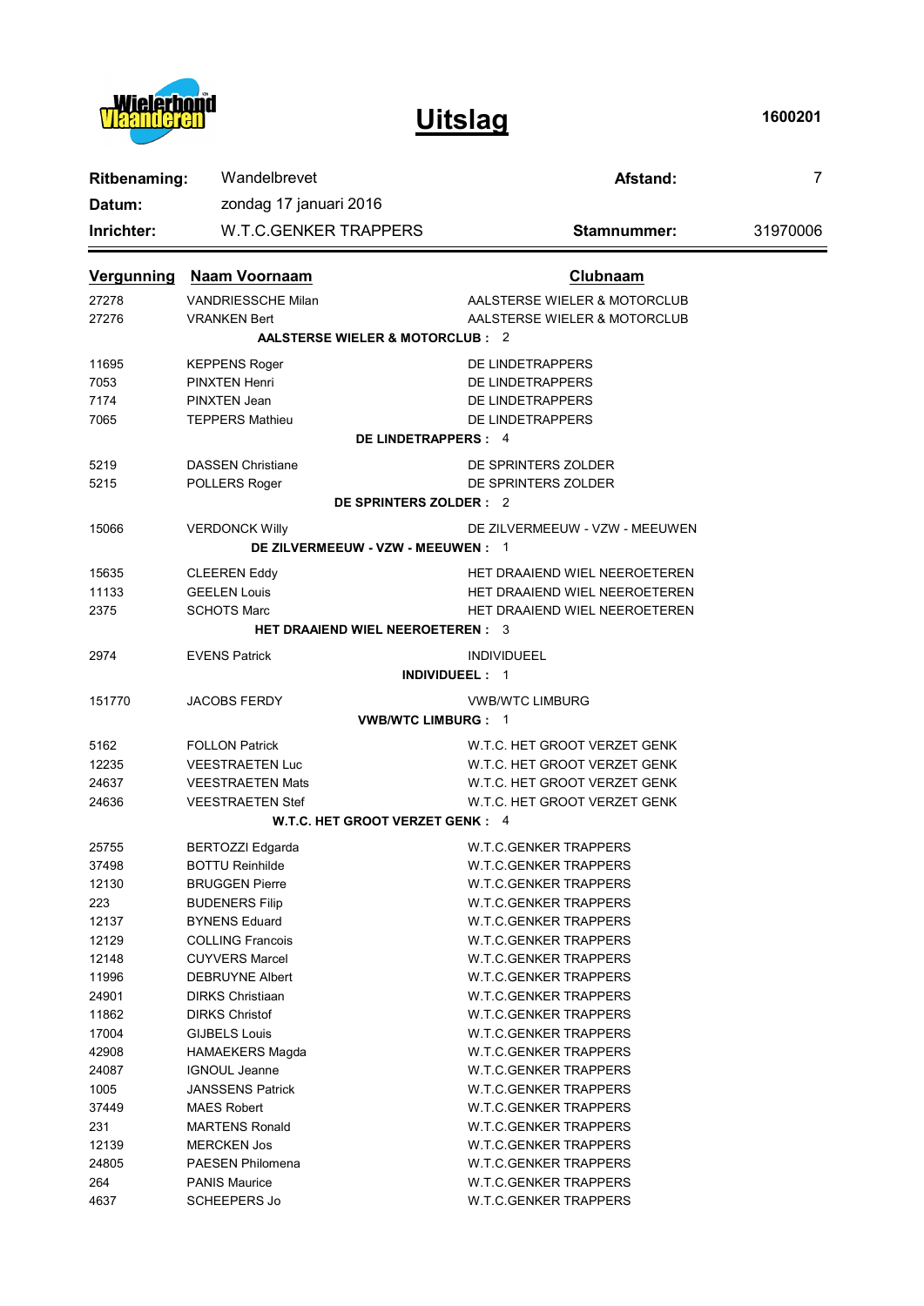# Uitslag

**1600201**

| | | | |
|---|---|---|---|
| **Ritbenaming:** | Wandelbrevet | **Afstand:** | 7 |
| **Datum:** | zondag 17 januari 2016 | | |
| **Inrichter:** | W.T.C.GENKER TRAPPERS | **Stamnummer:** | 31970006 |

| Vergunning | Naam Voornaam | Clubnaam |
|---|---|---|
| 27278 | VANDRIESSCHE Milan | AALSTERSE WIELER & MOTORCLUB |
| 27276 | VRANKEN Bert | AALSTERSE WIELER & MOTORCLUB |
| | **AALSTERSE WIELER & MOTORCLUB : 2** | |
| 11695 | KEPPENS Roger | DE LINDETRAPPERS |
| 7053 | PINXTEN Henri | DE LINDETRAPPERS |
| 7174 | PINXTEN Jean | DE LINDETRAPPERS |
| 7065 | TEPPERS Mathieu | DE LINDETRAPPERS |
| | **DE LINDETRAPPERS : 4** | |
| 5219 | DASSEN Christiane | DE SPRINTERS ZOLDER |
| 5215 | POLLERS Roger | DE SPRINTERS ZOLDER |
| | **DE SPRINTERS ZOLDER : 2** | |
| 15066 | VERDONCK Willy | DE ZILVERMEEUW - VZW - MEEUWEN |
| | **DE ZILVERMEEUW - VZW - MEEUWEN : 1** | |
| 15635 | CLEEREN Eddy | HET DRAAIEND WIEL NEEROETEREN |
| 11133 | GEELEN Louis | HET DRAAIEND WIEL NEEROETEREN |
| 2375 | SCHOTS Marc | HET DRAAIEND WIEL NEEROETEREN |
| | **HET DRAAIEND WIEL NEEROETEREN : 3** | |
| 2974 | EVENS Patrick | INDIVIDUEEL |
| | **INDIVIDUEEL : 1** | |
| 151770 | JACOBS FERDY | VWB/WTC LIMBURG |
| | **VWB/WTC LIMBURG : 1** | |
| 5162 | FOLLON Patrick | W.T.C. HET GROOT VERZET GENK |
| 12235 | VEESTRAETEN Luc | W.T.C. HET GROOT VERZET GENK |
| 24637 | VEESTRAETEN Mats | W.T.C. HET GROOT VERZET GENK |
| 24636 | VEESTRAETEN Stef | W.T.C. HET GROOT VERZET GENK |
| | **W.T.C. HET GROOT VERZET GENK : 4** | |
| 25755 | BERTOZZI Edgarda | W.T.C.GENKER TRAPPERS |
| 37498 | BOTTU Reinhilde | W.T.C.GENKER TRAPPERS |
| 12130 | BRUGGEN Pierre | W.T.C.GENKER TRAPPERS |
| 223 | BUDENERS Filip | W.T.C.GENKER TRAPPERS |
| 12137 | BYNENS Eduard | W.T.C.GENKER TRAPPERS |
| 12129 | COLLING Francois | W.T.C.GENKER TRAPPERS |
| 12148 | CUYVERS Marcel | W.T.C.GENKER TRAPPERS |
| 11996 | DEBRUYNE Albert | W.T.C.GENKER TRAPPERS |
| 24901 | DIRKS Christiaan | W.T.C.GENKER TRAPPERS |
| 11862 | DIRKS Christof | W.T.C.GENKER TRAPPERS |
| 17004 | GIJBELS Louis | W.T.C.GENKER TRAPPERS |
| 42908 | HAMAEKERS Magda | W.T.C.GENKER TRAPPERS |
| 24087 | IGNOUL Jeanne | W.T.C.GENKER TRAPPERS |
| 1005 | JANSSENS Patrick | W.T.C.GENKER TRAPPERS |
| 37449 | MAES Robert | W.T.C.GENKER TRAPPERS |
| 231 | MARTENS Ronald | W.T.C.GENKER TRAPPERS |
| 12139 | MERCKEN Jos | W.T.C.GENKER TRAPPERS |
| 24805 | PAESEN Philomena | W.T.C.GENKER TRAPPERS |
| 264 | PANIS Maurice | W.T.C.GENKER TRAPPERS |
| 4637 | SCHEEPERS Jo | W.T.C.GENKER TRAPPERS |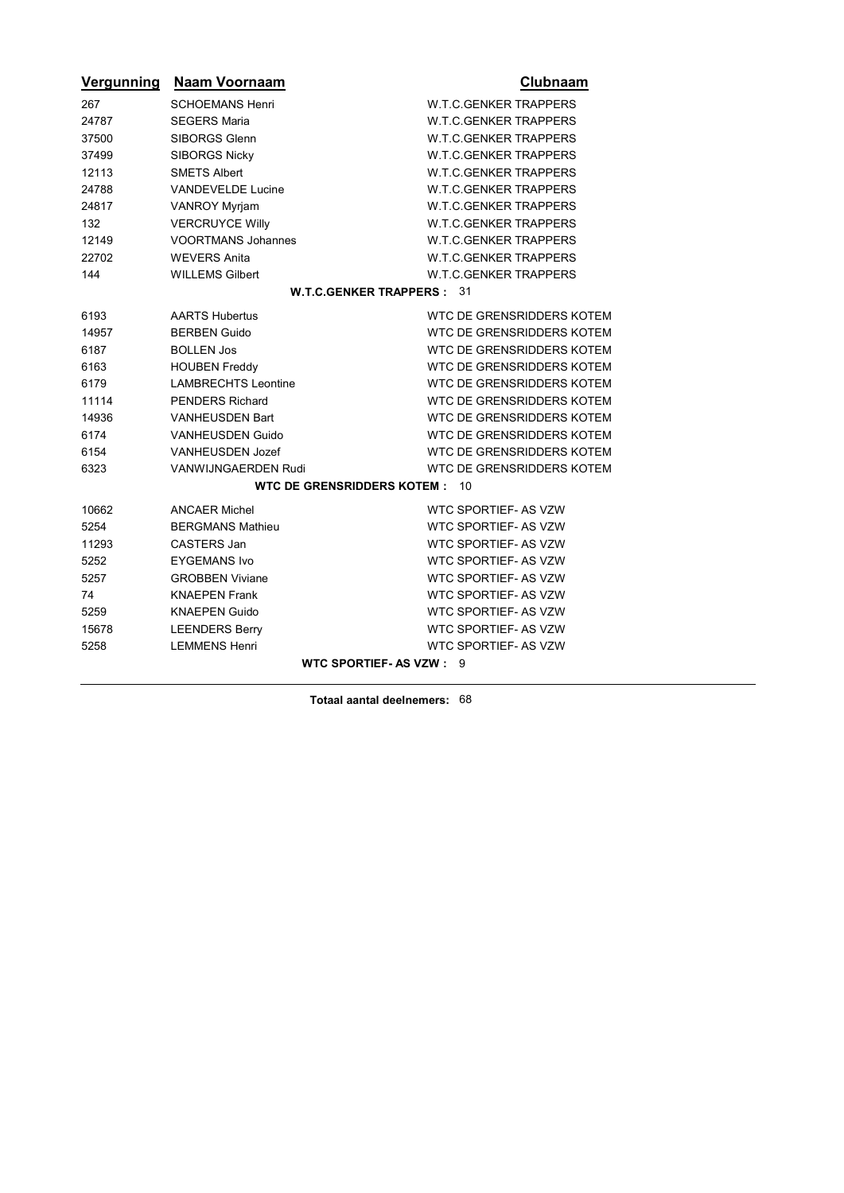| Vergunning | Naam Voornaam | Clubnaam |
|---|---|---|
| 267 | SCHOEMANS Henri | W.T.C.GENKER TRAPPERS |
| 24787 | SEGERS Maria | W.T.C.GENKER TRAPPERS |
| 37500 | SIBORGS Glenn | W.T.C.GENKER TRAPPERS |
| 37499 | SIBORGS Nicky | W.T.C.GENKER TRAPPERS |
| 12113 | SMETS Albert | W.T.C.GENKER TRAPPERS |
| 24788 | VANDEVELDE Lucine | W.T.C.GENKER TRAPPERS |
| 24817 | VANROY Myrjam | W.T.C.GENKER TRAPPERS |
| 132 | VERCRUYCE Willy | W.T.C.GENKER TRAPPERS |
| 12149 | VOORTMANS Johannes | W.T.C.GENKER TRAPPERS |
| 22702 | WEVERS Anita | W.T.C.GENKER TRAPPERS |
| 144 | WILLEMS Gilbert | W.T.C.GENKER TRAPPERS |
| | **W.T.C.GENKER TRAPPERS :** | 31 |
| 6193 | AARTS Hubertus | WTC DE GRENSRIDDERS KOTEM |
| 14957 | BERBEN Guido | WTC DE GRENSRIDDERS KOTEM |
| 6187 | BOLLEN Jos | WTC DE GRENSRIDDERS KOTEM |
| 6163 | HOUBEN Freddy | WTC DE GRENSRIDDERS KOTEM |
| 6179 | LAMBRECHTS Leontine | WTC DE GRENSRIDDERS KOTEM |
| 11114 | PENDERS Richard | WTC DE GRENSRIDDERS KOTEM |
| 14936 | VANHEUSDEN Bart | WTC DE GRENSRIDDERS KOTEM |
| 6174 | VANHEUSDEN Guido | WTC DE GRENSRIDDERS KOTEM |
| 6154 | VANHEUSDEN Jozef | WTC DE GRENSRIDDERS KOTEM |
| 6323 | VANWIJNGAERDEN Rudi | WTC DE GRENSRIDDERS KOTEM |
| | **WTC DE GRENSRIDDERS KOTEM :** | 10 |
| 10662 | ANCAER Michel | WTC SPORTIEF- AS VZW |
| 5254 | BERGMANS Mathieu | WTC SPORTIEF- AS VZW |
| 11293 | CASTERS Jan | WTC SPORTIEF- AS VZW |
| 5252 | EYGEMANS Ivo | WTC SPORTIEF- AS VZW |
| 5257 | GROBBEN Viviane | WTC SPORTIEF- AS VZW |
| 74 | KNAEPEN Frank | WTC SPORTIEF- AS VZW |
| 5259 | KNAEPEN Guido | WTC SPORTIEF- AS VZW |
| 15678 | LEENDERS Berry | WTC SPORTIEF- AS VZW |
| 5258 | LEMMENS Henri | WTC SPORTIEF- AS VZW |
| | **WTC SPORTIEF- AS VZW :** | 9 |

**Totaal aantal deelnemers:** 68